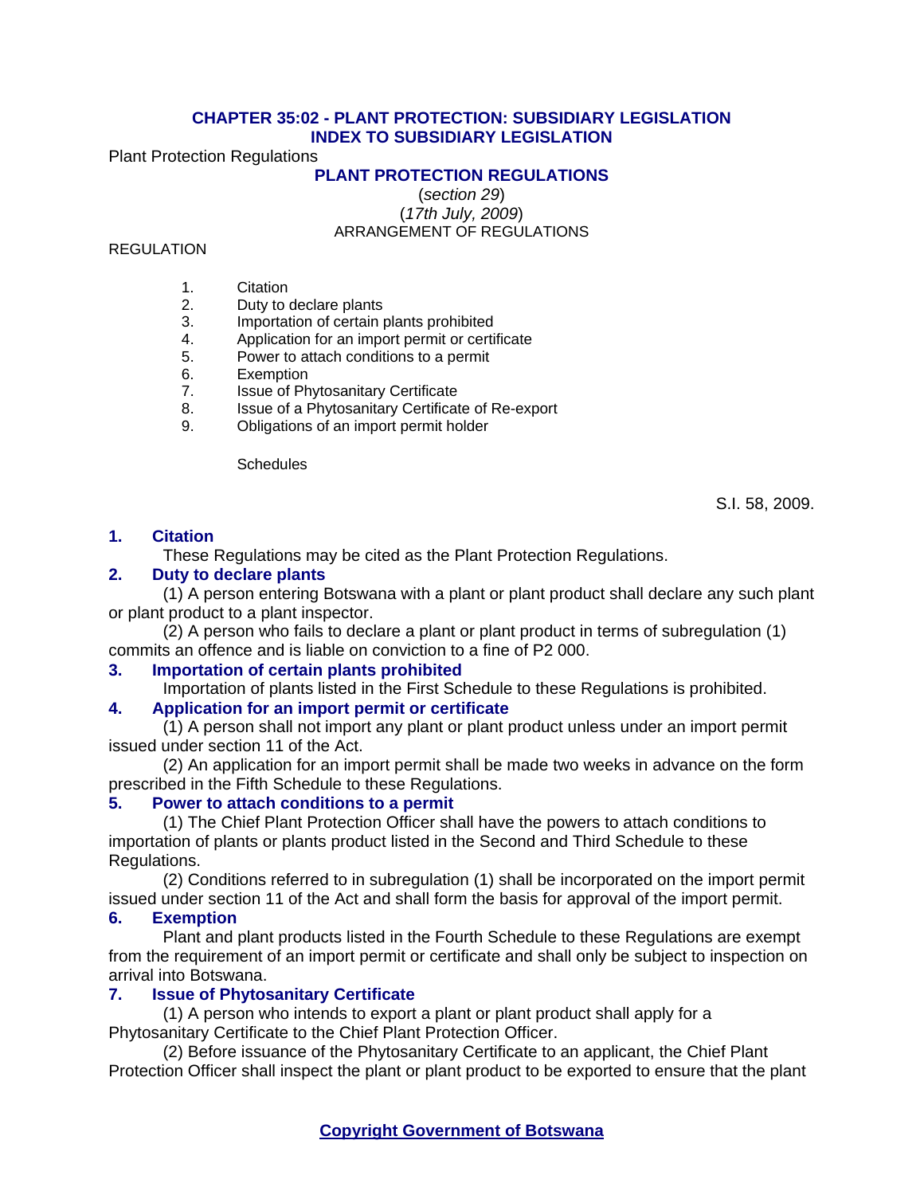# CHAPTER 35:02 - PLANT PROTECTION: SUBSIDIARY LEGISLATION
## INDEX TO SUBSIDIARY LEGISLATION

Plant Protection Regulations

## PLANT PROTECTION REGULATIONS

(*section 29*)

(*17th July, 2009*)

ARRANGEMENT OF REGULATIONS

REGULATION

1. Citation
2. Duty to declare plants
3. Importation of certain plants prohibited
4. Application for an import permit or certificate
5. Power to attach conditions to a permit
6. Exemption
7. Issue of Phytosanitary Certificate
8. Issue of a Phytosanitary Certificate of Re-export
9. Obligations of an import permit holder

Schedules

S.I. 58, 2009.

### 1. Citation

These Regulations may be cited as the Plant Protection Regulations.

### 2. Duty to declare plants

(1) A person entering Botswana with a plant or plant product shall declare any such plant or plant product to a plant inspector.

(2) A person who fails to declare a plant or plant product in terms of subregulation (1) commits an offence and is liable on conviction to a fine of P2 000.

### 3. Importation of certain plants prohibited

Importation of plants listed in the First Schedule to these Regulations is prohibited.

### 4. Application for an import permit or certificate

(1) A person shall not import any plant or plant product unless under an import permit issued under section 11 of the Act.

(2) An application for an import permit shall be made two weeks in advance on the form prescribed in the Fifth Schedule to these Regulations.

### 5. Power to attach conditions to a permit

(1) The Chief Plant Protection Officer shall have the powers to attach conditions to importation of plants or plants product listed in the Second and Third Schedule to these Regulations.

(2) Conditions referred to in subregulation (1) shall be incorporated on the import permit issued under section 11 of the Act and shall form the basis for approval of the import permit.

### 6. Exemption

Plant and plant products listed in the Fourth Schedule to these Regulations are exempt from the requirement of an import permit or certificate and shall only be subject to inspection on arrival into Botswana.

### 7. Issue of Phytosanitary Certificate

(1) A person who intends to export a plant or plant product shall apply for a Phytosanitary Certificate to the Chief Plant Protection Officer.

(2) Before issuance of the Phytosanitary Certificate to an applicant, the Chief Plant Protection Officer shall inspect the plant or plant product to be exported to ensure that the plant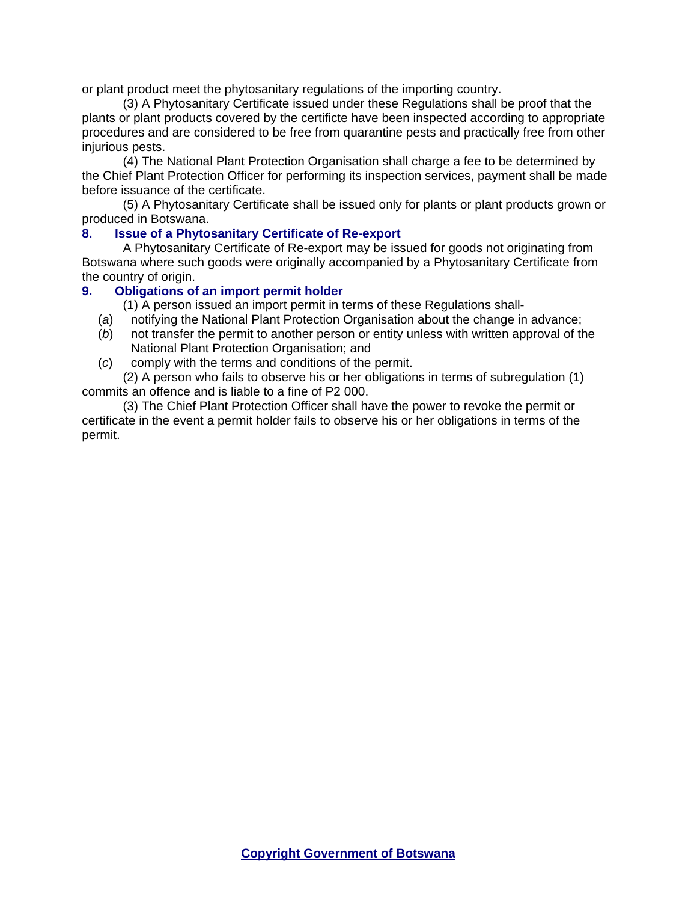or plant product meet the phytosanitary regulations of the importing country.

(3) A Phytosanitary Certificate issued under these Regulations shall be proof that the plants or plant products covered by the certificte have been inspected according to appropriate procedures and are considered to be free from quarantine pests and practically free from other injurious pests.

(4) The National Plant Protection Organisation shall charge a fee to be determined by the Chief Plant Protection Officer for performing its inspection services, payment shall be made before issuance of the certificate.

(5) A Phytosanitary Certificate shall be issued only for plants or plant products grown or produced in Botswana.

### 8. Issue of a Phytosanitary Certificate of Re-export

A Phytosanitary Certificate of Re-export may be issued for goods not originating from Botswana where such goods were originally accompanied by a Phytosanitary Certificate from the country of origin.

### 9. Obligations of an import permit holder

(1) A person issued an import permit in terms of these Regulations shall-

(*a*) notifying the National Plant Protection Organisation about the change in advance;

(*b*) not transfer the permit to another person or entity unless with written approval of the National Plant Protection Organisation; and

(*c*) comply with the terms and conditions of the permit.

(2) A person who fails to observe his or her obligations in terms of subregulation (1) commits an offence and is liable to a fine of P2 000.

(3) The Chief Plant Protection Officer shall have the power to revoke the permit or certificate in the event a permit holder fails to observe his or her obligations in terms of the permit.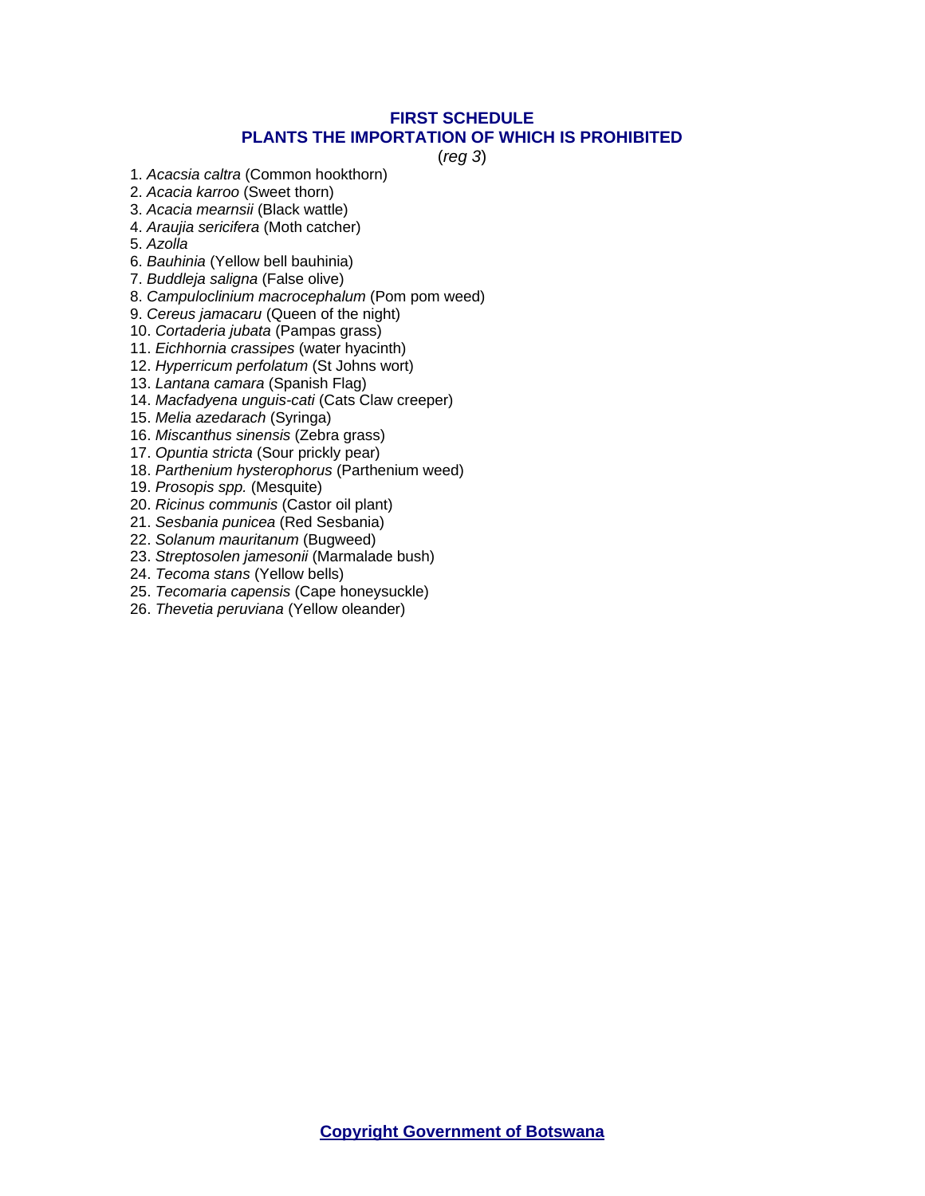## FIRST SCHEDULE
## PLANTS THE IMPORTATION OF WHICH IS PROHIBITED

(*reg 3*)

1. *Acacsia caltra* (Common hookthorn)
2. *Acacia karroo* (Sweet thorn)
3. *Acacia mearnsii* (Black wattle)
4. *Araujia sericifera* (Moth catcher)
5. *Azolla*
6. *Bauhinia* (Yellow bell bauhinia)
7. *Buddleja saligna* (False olive)
8. *Campuloclinium macrocephalum* (Pom pom weed)
9. *Cereus jamacaru* (Queen of the night)
10. *Cortaderia jubata* (Pampas grass)
11. *Eichhornia crassipes* (water hyacinth)
12. *Hyperricum perfolatum* (St Johns wort)
13. *Lantana camara* (Spanish Flag)
14. *Macfadyena unguis-cati* (Cats Claw creeper)
15. *Melia azedarach* (Syringa)
16. *Miscanthus sinensis* (Zebra grass)
17. *Opuntia stricta* (Sour prickly pear)
18. *Parthenium hysterophorus* (Parthenium weed)
19. *Prosopis spp.* (Mesquite)
20. *Ricinus communis* (Castor oil plant)
21. *Sesbania punicea* (Red Sesbania)
22. *Solanum mauritanum* (Bugweed)
23. *Streptosolen jamesonii* (Marmalade bush)
24. *Tecoma stans* (Yellow bells)
25. *Tecomaria capensis* (Cape honeysuckle)
26. *Thevetia peruviana* (Yellow oleander)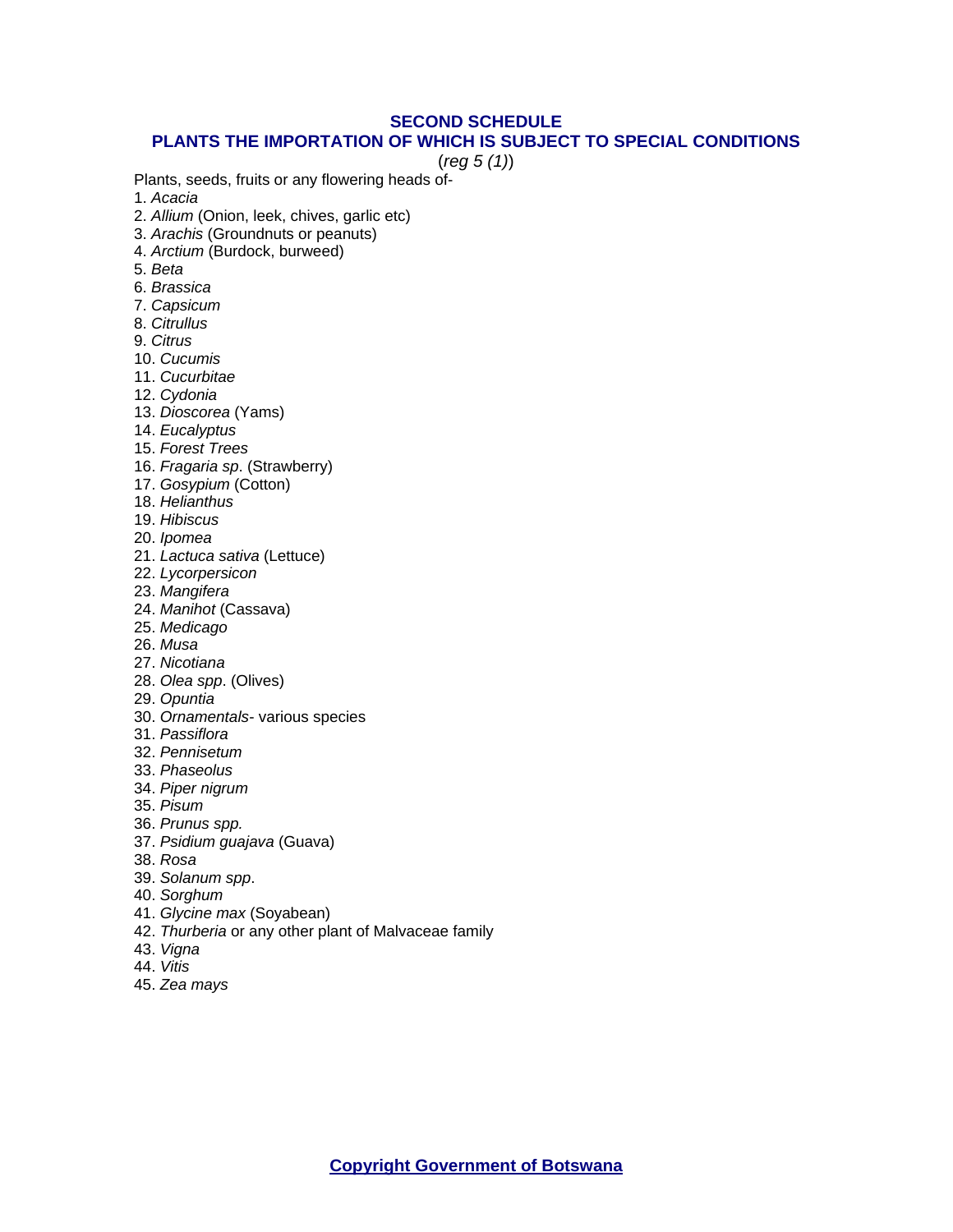## SECOND SCHEDULE
## PLANTS THE IMPORTATION OF WHICH IS SUBJECT TO SPECIAL CONDITIONS

(*reg 5 (1)*)

Plants, seeds, fruits or any flowering heads of-

1. *Acacia*
2. *Allium* (Onion, leek, chives, garlic etc)
3. *Arachis* (Groundnuts or peanuts)
4. *Arctium* (Burdock, burweed)
5. *Beta*
6. *Brassica*
7. *Capsicum*
8. *Citrullus*
9. *Citrus*
10. *Cucumis*
11. *Cucurbitae*
12. *Cydonia*
13. *Dioscorea* (Yams)
14. *Eucalyptus*
15. *Forest Trees*
16. *Fragaria sp*. (Strawberry)
17. *Gosypium* (Cotton)
18. *Helianthus*
19. *Hibiscus*
20. *Ipomea*
21. *Lactuca sativa* (Lettuce)
22. *Lycorpersicon*
23. *Mangifera*
24. *Manihot* (Cassava)
25. *Medicago*
26. *Musa*
27. *Nicotiana*
28. *Olea spp*. (Olives)
29. *Opuntia*
30. *Ornamentals*- various species
31. *Passiflora*
32. *Pennisetum*
33. *Phaseolus*
34. *Piper nigrum*
35. *Pisum*
36. *Prunus spp.*
37. *Psidium guajava* (Guava)
38. *Rosa*
39. *Solanum spp*.
40. *Sorghum*
41. *Glycine max* (Soyabean)
42. *Thurberia* or any other plant of Malvaceae family
43. *Vigna*
44. *Vitis*
45. *Zea mays*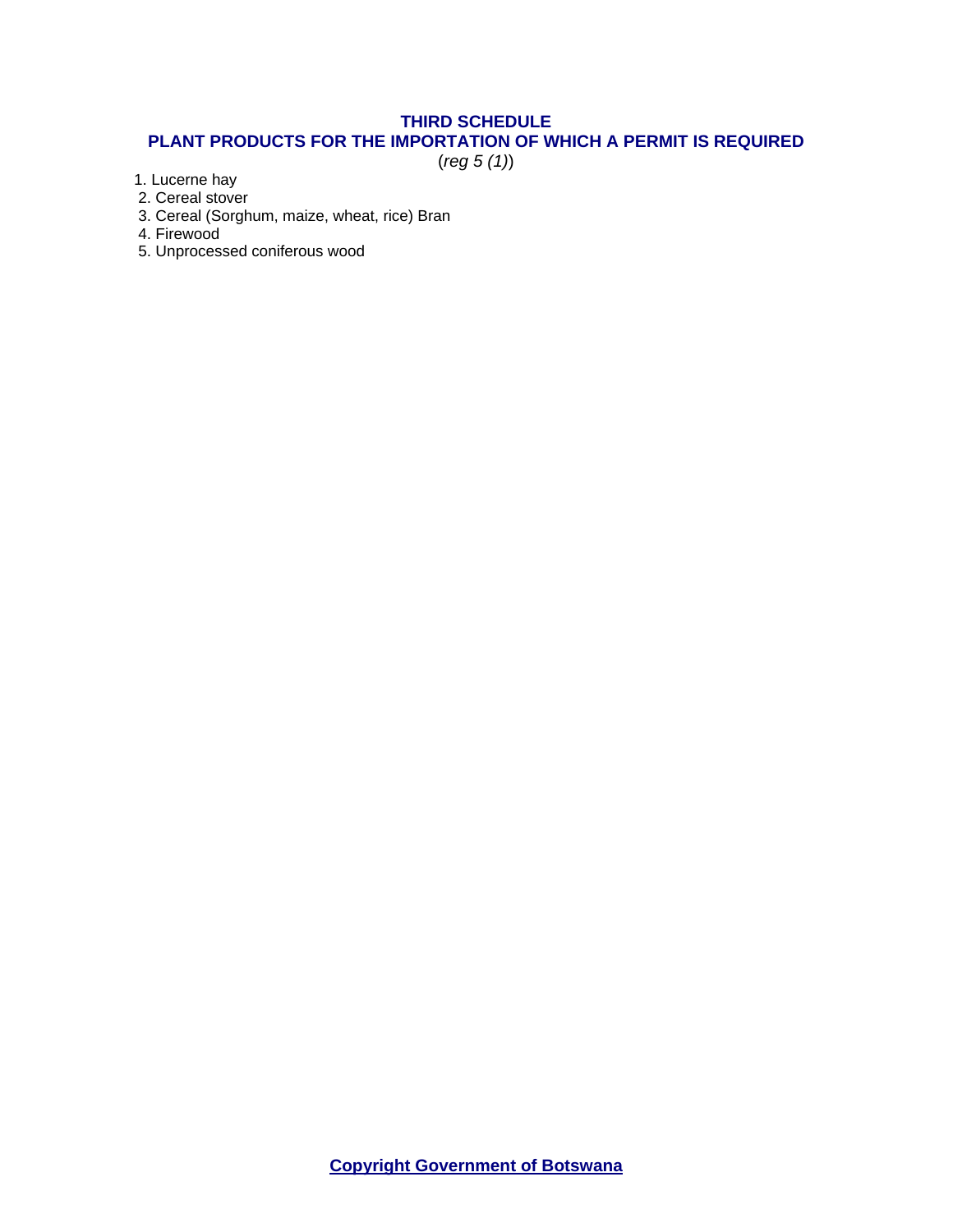## THIRD SCHEDULE

## PLANT PRODUCTS FOR THE IMPORTATION OF WHICH A PERMIT IS REQUIRED

(*reg 5 (1)*)

1. Lucerne hay
2. Cereal stover
3. Cereal (Sorghum, maize, wheat, rice) Bran
4. Firewood
5. Unprocessed coniferous wood

**Copyright Government of Botswana**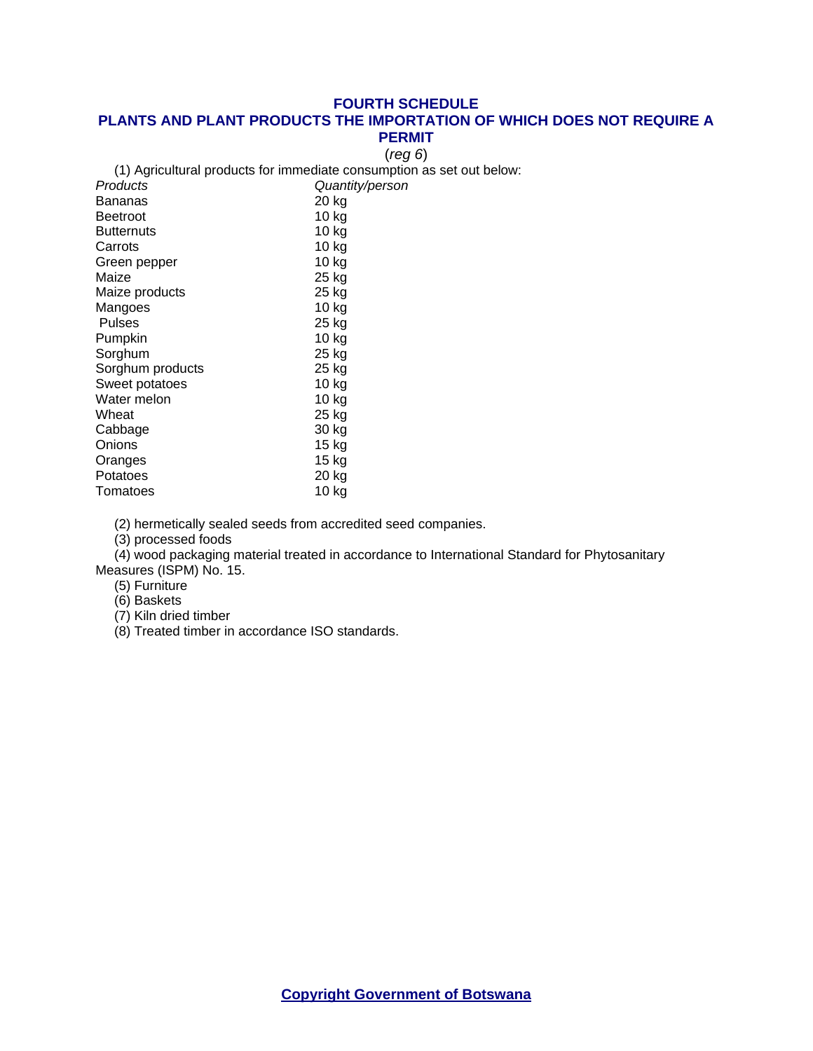## FOURTH SCHEDULE
## PLANTS AND PLANT PRODUCTS THE IMPORTATION OF WHICH DOES NOT REQUIRE A PERMIT

(*reg 6*)

(1) Agricultural products for immediate consumption as set out below:

| *Products* | *Quantity/person* |
|---|---|
| Bananas | 20 kg |
| Beetroot | 10 kg |
| Butternuts | 10 kg |
| Carrots | 10 kg |
| Green pepper | 10 kg |
| Maize | 25 kg |
| Maize products | 25 kg |
| Mangoes | 10 kg |
| Pulses | 25 kg |
| Pumpkin | 10 kg |
| Sorghum | 25 kg |
| Sorghum products | 25 kg |
| Sweet potatoes | 10 kg |
| Water melon | 10 kg |
| Wheat | 25 kg |
| Cabbage | 30 kg |
| Onions | 15 kg |
| Oranges | 15 kg |
| Potatoes | 20 kg |
| Tomatoes | 10 kg |

(2) hermetically sealed seeds from accredited seed companies.

(3) processed foods

(4) wood packaging material treated in accordance to International Standard for Phytosanitary Measures (ISPM) No. 15.

(5) Furniture

(6) Baskets

(7) Kiln dried timber

(8) Treated timber in accordance ISO standards.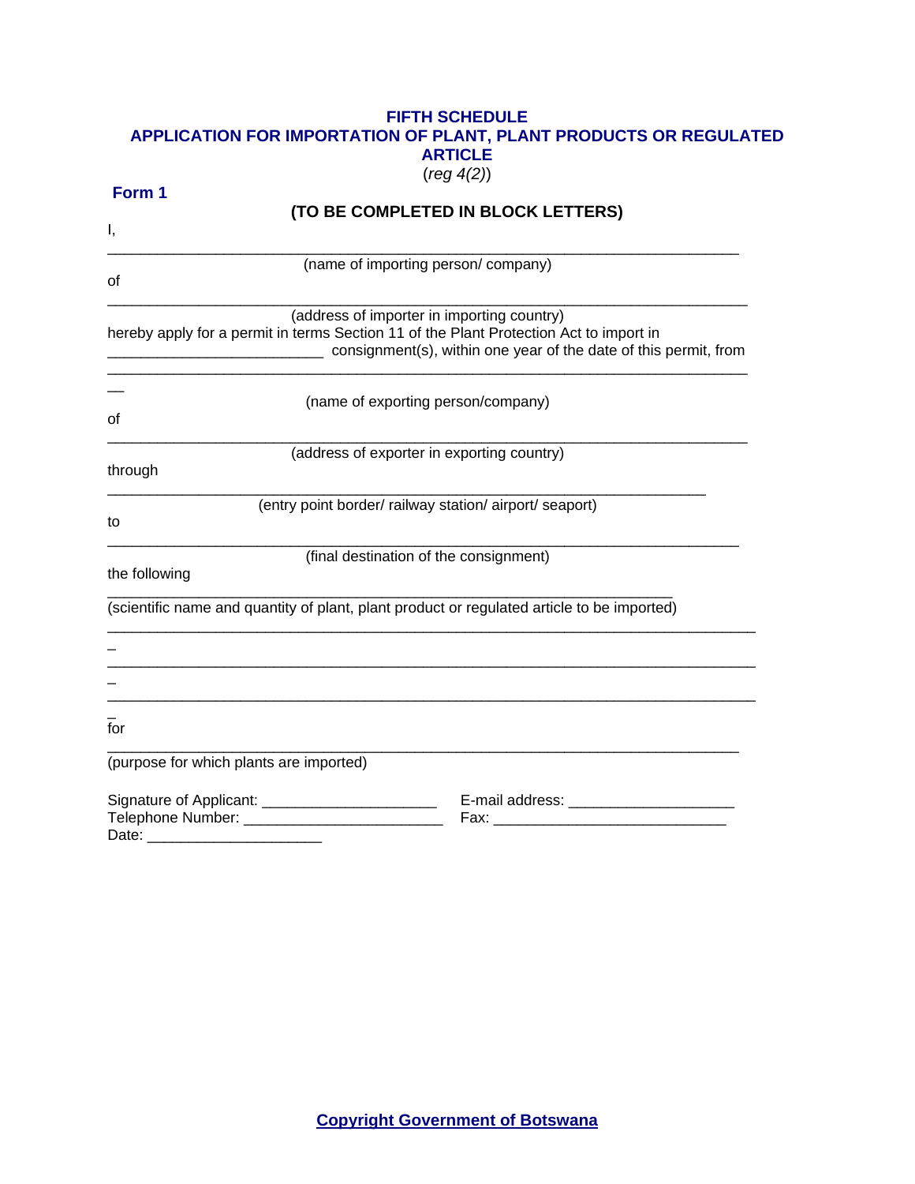## FIFTH SCHEDULE
## APPLICATION FOR IMPORTATION OF PLANT, PLANT PRODUCTS OR REGULATED ARTICLE

(*reg 4(2)*)

**Form 1**

**(TO BE COMPLETED IN BLOCK LETTERS)**

I,

\_\_\_\_\_\_\_\_\_\_\_\_\_\_\_\_\_\_\_\_\_\_\_\_\_\_\_\_\_\_\_\_\_\_\_\_\_\_\_\_\_\_\_\_\_\_\_\_\_\_\_\_\_\_\_\_\_\_\_\_\_\_\_\_\_\_\_\_\_\_

(name of importing person/ company)

of

\_\_\_\_\_\_\_\_\_\_\_\_\_\_\_\_\_\_\_\_\_\_\_\_\_\_\_\_\_\_\_\_\_\_\_\_\_\_\_\_\_\_\_\_\_\_\_\_\_\_\_\_\_\_\_\_\_\_\_\_\_\_\_\_\_\_\_\_\_\_

(address of importer in importing country)

hereby apply for a permit in terms Section 11 of the Plant Protection Act to import in \_\_\_\_\_\_\_\_\_\_\_\_\_\_\_\_\_\_\_\_\_\_\_\_\_ consignment(s), within one year of the date of this permit, from

\_\_\_\_\_\_\_\_\_\_\_\_\_\_\_\_\_\_\_\_\_\_\_\_\_\_\_\_\_\_\_\_\_\_\_\_\_\_\_\_\_\_\_\_\_\_\_\_\_\_\_\_\_\_\_\_\_\_\_\_\_\_\_\_\_\_\_\_\_\_

(name of exporting person/company)

of

\_\_\_\_\_\_\_\_\_\_\_\_\_\_\_\_\_\_\_\_\_\_\_\_\_\_\_\_\_\_\_\_\_\_\_\_\_\_\_\_\_\_\_\_\_\_\_\_\_\_\_\_\_\_\_\_\_\_\_\_\_\_\_\_\_\_\_\_\_\_

(address of exporter in exporting country)

through

\_\_\_\_\_\_\_\_\_\_\_\_\_\_\_\_\_\_\_\_\_\_\_\_\_\_\_\_\_\_\_\_\_\_\_\_\_\_\_\_\_\_\_\_\_\_\_\_\_\_\_\_\_\_\_\_\_\_\_\_\_\_\_\_\_\_\_\_\_\_

(entry point border/ railway station/ airport/ seaport)

to

\_\_\_\_\_\_\_\_\_\_\_\_\_\_\_\_\_\_\_\_\_\_\_\_\_\_\_\_\_\_\_\_\_\_\_\_\_\_\_\_\_\_\_\_\_\_\_\_\_\_\_\_\_\_\_\_\_\_\_\_\_\_\_\_\_\_\_\_\_\_

(final destination of the consignment)

the following

\_\_\_\_\_\_\_\_\_\_\_\_\_\_\_\_\_\_\_\_\_\_\_\_\_\_\_\_\_\_\_\_\_\_\_\_\_\_\_\_\_\_\_\_\_\_\_\_\_\_\_\_\_\_\_\_\_\_\_\_\_\_\_\_\_\_\_\_\_\_

(scientific name and quantity of plant, plant product or regulated article to be imported)

\_\_\_\_\_\_\_\_\_\_\_\_\_\_\_\_\_\_\_\_\_\_\_\_\_\_\_\_\_\_\_\_\_\_\_\_\_\_\_\_\_\_\_\_\_\_\_\_\_\_\_\_\_\_\_\_\_\_\_\_\_\_\_\_\_\_\_\_\_\_

\_\_\_\_\_\_\_\_\_\_\_\_\_\_\_\_\_\_\_\_\_\_\_\_\_\_\_\_\_\_\_\_\_\_\_\_\_\_\_\_\_\_\_\_\_\_\_\_\_\_\_\_\_\_\_\_\_\_\_\_\_\_\_\_\_\_\_\_\_\_

\_\_\_\_\_\_\_\_\_\_\_\_\_\_\_\_\_\_\_\_\_\_\_\_\_\_\_\_\_\_\_\_\_\_\_\_\_\_\_\_\_\_\_\_\_\_\_\_\_\_\_\_\_\_\_\_\_\_\_\_\_\_\_\_\_\_\_\_\_\_

for

\_\_\_\_\_\_\_\_\_\_\_\_\_\_\_\_\_\_\_\_\_\_\_\_\_\_\_\_\_\_\_\_\_\_\_\_\_\_\_\_\_\_\_\_\_\_\_\_\_\_\_\_\_\_\_\_\_\_\_\_\_\_\_\_\_\_\_\_\_\_

(purpose for which plants are imported)

Signature of Applicant: \_\_\_\_\_\_\_\_\_\_\_\_\_\_\_\_\_\_\_\_\_ E-mail address: \_\_\_\_\_\_\_\_\_\_\_\_\_\_\_\_\_\_\_\_

Telephone Number: \_\_\_\_\_\_\_\_\_\_\_\_\_\_\_\_\_\_\_\_\_\_\_ Fax: \_\_\_\_\_\_\_\_\_\_\_\_\_\_\_\_\_\_\_\_\_\_\_\_\_\_\_

Date: \_\_\_\_\_\_\_\_\_\_\_\_\_\_\_\_\_\_\_\_\_